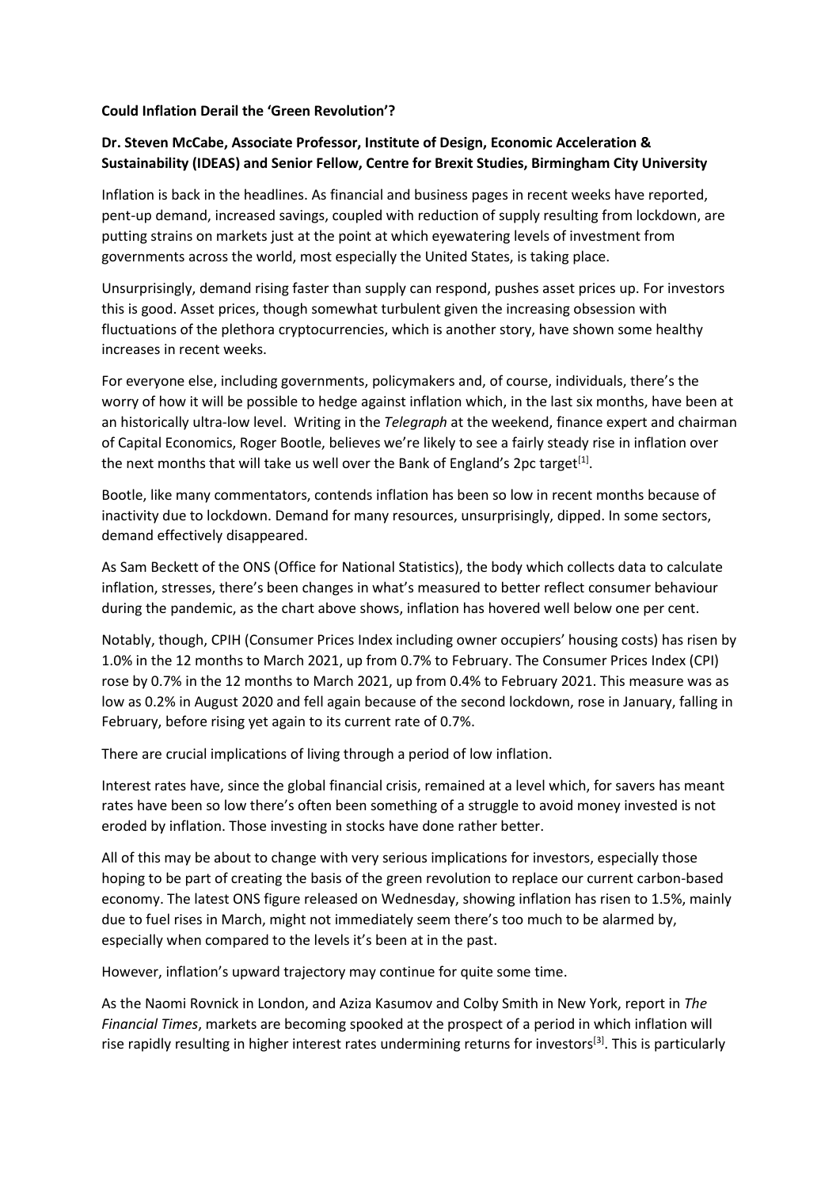**Could Inflation Derail the 'Green Revolution'?**

**Dr. Steven McCabe, Associate Professor, Institute of Design, Economic Acceleration & Sustainability (IDEAS) and Senior Fellow, Centre for Brexit Studies, Birmingham City University**

Inflation is back in the headlines. As financial and business pages in recent weeks have reported, pent-up demand, increased savings, coupled with reduction of supply resulting from lockdown, are putting strains on markets just at the point at which eyewatering levels of investment from governments across the world, most especially the United States, is taking place.

Unsurprisingly, demand rising faster than supply can respond, pushes asset prices up. For investors this is good. Asset prices, though somewhat turbulent given the increasing obsession with fluctuations of the plethora cryptocurrencies, which is another story, have shown some healthy increases in recent weeks.

For everyone else, including governments, policymakers and, of course, individuals, there's the worry of how it will be possible to hedge against inflation which, in the last six months, have been at an historically ultra-low level. Writing in the *Telegraph* at the weekend, finance expert and chairman of Capital Economics, Roger Bootle, believes we're likely to see a fairly steady rise in inflation over the next months that will take us well over the Bank of England's 2pc target[1].

Bootle, like many commentators, contends inflation has been so low in recent months because of inactivity due to lockdown. Demand for many resources, unsurprisingly, dipped. In some sectors, demand effectively disappeared.

As Sam Beckett of the ONS (Office for National Statistics), the body which collects data to calculate inflation, stresses, there's been changes in what's measured to better reflect consumer behaviour during the pandemic, as the chart above shows, inflation has hovered well below one per cent.

Notably, though, CPIH (Consumer Prices Index including owner occupiers' housing costs) has risen by 1.0% in the 12 months to March 2021, up from 0.7% to February. The Consumer Prices Index (CPI) rose by 0.7% in the 12 months to March 2021, up from 0.4% to February 2021. This measure was as low as 0.2% in August 2020 and fell again because of the second lockdown, rose in January, falling in February, before rising yet again to its current rate of 0.7%.

There are crucial implications of living through a period of low inflation.

Interest rates have, since the global financial crisis, remained at a level which, for savers has meant rates have been so low there's often been something of a struggle to avoid money invested is not eroded by inflation. Those investing in stocks have done rather better.

All of this may be about to change with very serious implications for investors, especially those hoping to be part of creating the basis of the green revolution to replace our current carbon-based economy. The latest ONS figure released on Wednesday, showing inflation has risen to 1.5%, mainly due to fuel rises in March, might not immediately seem there's too much to be alarmed by, especially when compared to the levels it's been at in the past.

However, inflation's upward trajectory may continue for quite some time.

As the Naomi Rovnick in London, and Aziza Kasumov and Colby Smith in New York, report in *The Financial Times*, markets are becoming spooked at the prospect of a period in which inflation will rise rapidly resulting in higher interest rates undermining returns for investors[3]. This is particularly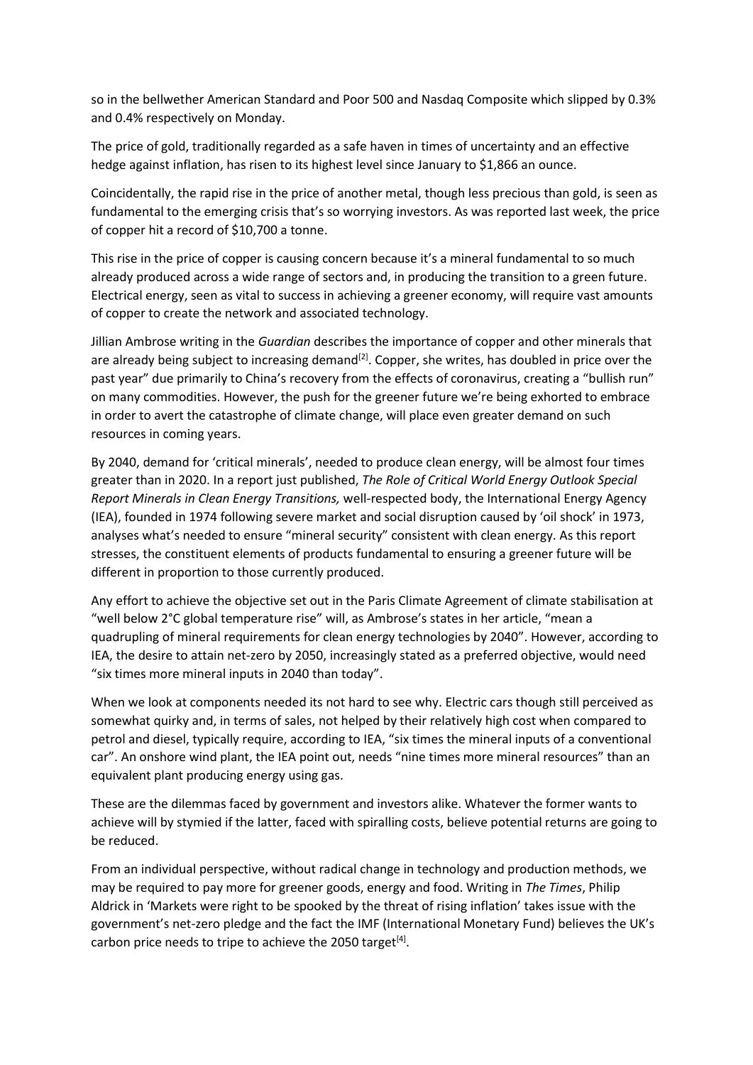so in the bellwether American Standard and Poor 500 and Nasdaq Composite which slipped by 0.3% and 0.4% respectively on Monday.

The price of gold, traditionally regarded as a safe haven in times of uncertainty and an effective hedge against inflation, has risen to its highest level since January to $1,866 an ounce.

Coincidentally, the rapid rise in the price of another metal, though less precious than gold, is seen as fundamental to the emerging crisis that's so worrying investors. As was reported last week, the price of copper hit a record of $10,700 a tonne.

This rise in the price of copper is causing concern because it's a mineral fundamental to so much already produced across a wide range of sectors and, in producing the transition to a green future. Electrical energy, seen as vital to success in achieving a greener economy, will require vast amounts of copper to create the network and associated technology.

Jillian Ambrose writing in the *Guardian* describes the importance of copper and other minerals that are already being subject to increasing demand[2]. Copper, she writes, has doubled in price over the past year" due primarily to China's recovery from the effects of coronavirus, creating a "bullish run" on many commodities. However, the push for the greener future we're being exhorted to embrace in order to avert the catastrophe of climate change, will place even greater demand on such resources in coming years.

By 2040, demand for 'critical minerals', needed to produce clean energy, will be almost four times greater than in 2020. In a report just published, *The Role of Critical World Energy Outlook Special Report Minerals in Clean Energy Transitions,* well-respected body, the International Energy Agency (IEA), founded in 1974 following severe market and social disruption caused by 'oil shock' in 1973, analyses what's needed to ensure "mineral security" consistent with clean energy. As this report stresses, the constituent elements of products fundamental to ensuring a greener future will be different in proportion to those currently produced.

Any effort to achieve the objective set out in the Paris Climate Agreement of climate stabilisation at "well below 2°C global temperature rise" will, as Ambrose's states in her article, "mean a quadrupling of mineral requirements for clean energy technologies by 2040". However, according to IEA, the desire to attain net-zero by 2050, increasingly stated as a preferred objective, would need "six times more mineral inputs in 2040 than today".

When we look at components needed its not hard to see why. Electric cars though still perceived as somewhat quirky and, in terms of sales, not helped by their relatively high cost when compared to petrol and diesel, typically require, according to IEA, "six times the mineral inputs of a conventional car". An onshore wind plant, the IEA point out, needs "nine times more mineral resources" than an equivalent plant producing energy using gas.

These are the dilemmas faced by government and investors alike. Whatever the former wants to achieve will by stymied if the latter, faced with spiralling costs, believe potential returns are going to be reduced.

From an individual perspective, without radical change in technology and production methods, we may be required to pay more for greener goods, energy and food. Writing in *The Times*, Philip Aldrick in 'Markets were right to be spooked by the threat of rising inflation' takes issue with the government's net-zero pledge and the fact the IMF (International Monetary Fund) believes the UK's carbon price needs to tripe to achieve the 2050 target[4].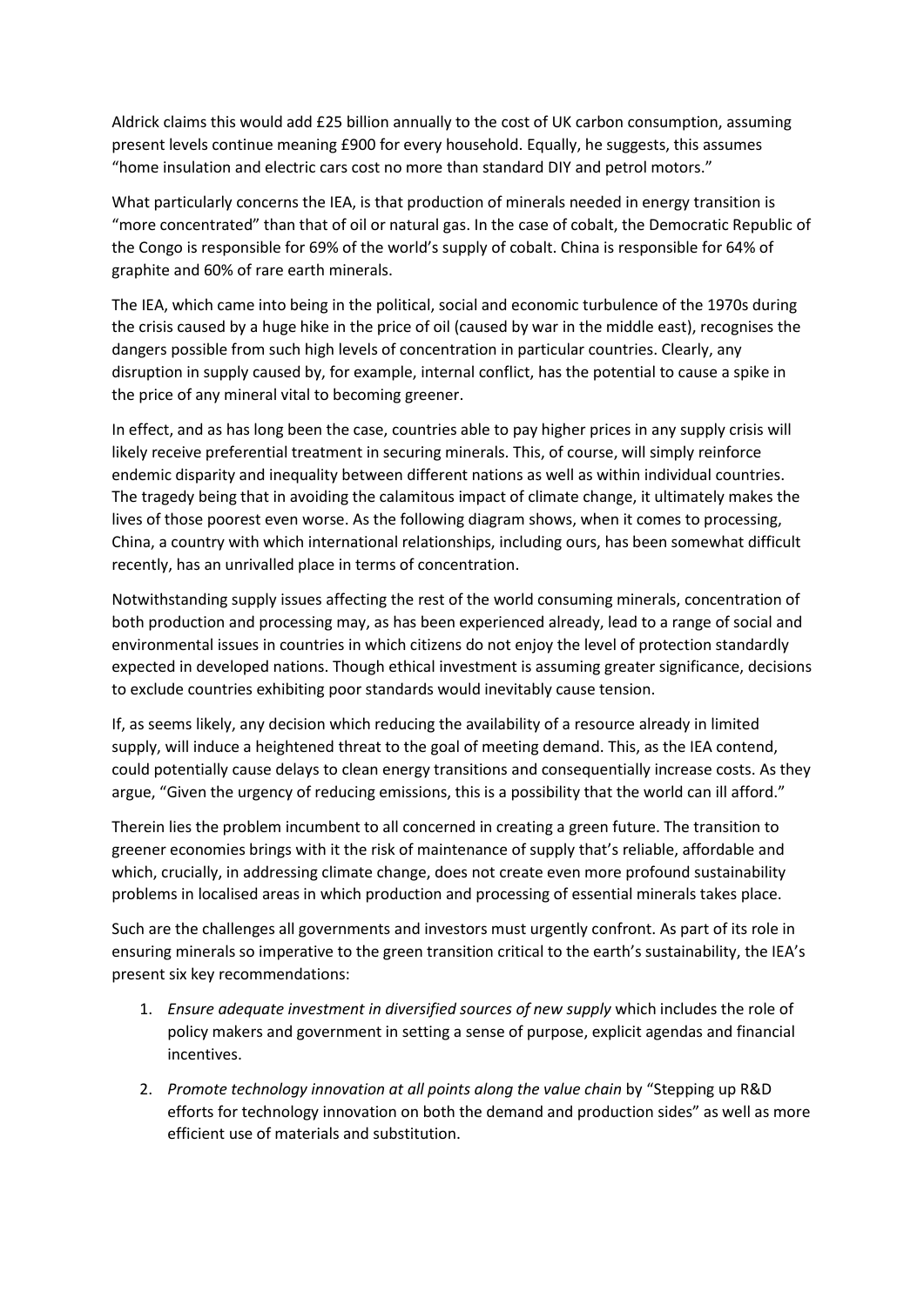Aldrick claims this would add £25 billion annually to the cost of UK carbon consumption, assuming present levels continue meaning £900 for every household. Equally, he suggests, this assumes "home insulation and electric cars cost no more than standard DIY and petrol motors."

What particularly concerns the IEA, is that production of minerals needed in energy transition is "more concentrated" than that of oil or natural gas. In the case of cobalt, the Democratic Republic of the Congo is responsible for 69% of the world's supply of cobalt. China is responsible for 64% of graphite and 60% of rare earth minerals.

The IEA, which came into being in the political, social and economic turbulence of the 1970s during the crisis caused by a huge hike in the price of oil (caused by war in the middle east), recognises the dangers possible from such high levels of concentration in particular countries. Clearly, any disruption in supply caused by, for example, internal conflict, has the potential to cause a spike in the price of any mineral vital to becoming greener.

In effect, and as has long been the case, countries able to pay higher prices in any supply crisis will likely receive preferential treatment in securing minerals. This, of course, will simply reinforce endemic disparity and inequality between different nations as well as within individual countries. The tragedy being that in avoiding the calamitous impact of climate change, it ultimately makes the lives of those poorest even worse. As the following diagram shows, when it comes to processing, China, a country with which international relationships, including ours, has been somewhat difficult recently, has an unrivalled place in terms of concentration.

Notwithstanding supply issues affecting the rest of the world consuming minerals, concentration of both production and processing may, as has been experienced already, lead to a range of social and environmental issues in countries in which citizens do not enjoy the level of protection standardly expected in developed nations. Though ethical investment is assuming greater significance, decisions to exclude countries exhibiting poor standards would inevitably cause tension.

If, as seems likely, any decision which reducing the availability of a resource already in limited supply, will induce a heightened threat to the goal of meeting demand. This, as the IEA contend, could potentially cause delays to clean energy transitions and consequentially increase costs. As they argue, "Given the urgency of reducing emissions, this is a possibility that the world can ill afford."

Therein lies the problem incumbent to all concerned in creating a green future. The transition to greener economies brings with it the risk of maintenance of supply that's reliable, affordable and which, crucially, in addressing climate change, does not create even more profound sustainability problems in localised areas in which production and processing of essential minerals takes place.

Such are the challenges all governments and investors must urgently confront. As part of its role in ensuring minerals so imperative to the green transition critical to the earth's sustainability, the IEA's present six key recommendations:

1. *Ensure adequate investment in diversified sources of new supply* which includes the role of policy makers and government in setting a sense of purpose, explicit agendas and financial incentives.
2. *Promote technology innovation at all points along the value chain* by "Stepping up R&D efforts for technology innovation on both the demand and production sides" as well as more efficient use of materials and substitution.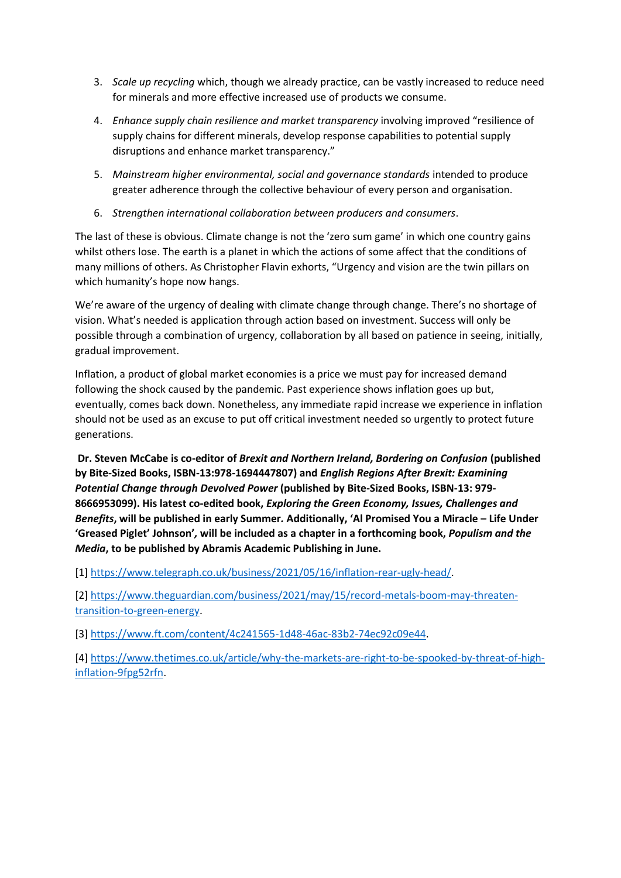3. *Scale up recycling* which, though we already practice, can be vastly increased to reduce need for minerals and more effective increased use of products we consume.
4. *Enhance supply chain resilience and market transparency* involving improved "resilience of supply chains for different minerals, develop response capabilities to potential supply disruptions and enhance market transparency."
5. *Mainstream higher environmental, social and governance standards* intended to produce greater adherence through the collective behaviour of every person and organisation.
6. *Strengthen international collaboration between producers and consumers*.

The last of these is obvious. Climate change is not the 'zero sum game' in which one country gains whilst others lose. The earth is a planet in which the actions of some affect that the conditions of many millions of others. As Christopher Flavin exhorts, "Urgency and vision are the twin pillars on which humanity's hope now hangs.

We're aware of the urgency of dealing with climate change through change. There's no shortage of vision. What's needed is application through action based on investment. Success will only be possible through a combination of urgency, collaboration by all based on patience in seeing, initially, gradual improvement.

Inflation, a product of global market economies is a price we must pay for increased demand following the shock caused by the pandemic. Past experience shows inflation goes up but, eventually, comes back down. Nonetheless, any immediate rapid increase we experience in inflation should not be used as an excuse to put off critical investment needed so urgently to protect future generations.

**Dr. Steven McCabe is co-editor of *Brexit and Northern Ireland, Bordering on Confusion* (published by Bite-Sized Books, ISBN-13:978-1694447807) and *English Regions After Brexit: Examining Potential Change through Devolved Power* (published by Bite-Sized Books, ISBN-13: 979-8666953099). His latest co-edited book, *Exploring the Green Economy, Issues, Challenges and Benefits*, will be published in early Summer. Additionally, 'Al Promised You a Miracle – Life Under 'Greased Piglet' Johnson', will be included as a chapter in a forthcoming book, *Populism and the Media*, to be published by Abramis Academic Publishing in June.**

[1] https://www.telegraph.co.uk/business/2021/05/16/inflation-rear-ugly-head/.

[2] https://www.theguardian.com/business/2021/may/15/record-metals-boom-may-threaten-transition-to-green-energy.

[3] https://www.ft.com/content/4c241565-1d48-46ac-83b2-74ec92c09e44.

[4] https://www.thetimes.co.uk/article/why-the-markets-are-right-to-be-spooked-by-threat-of-high-inflation-9fpg52rfn.